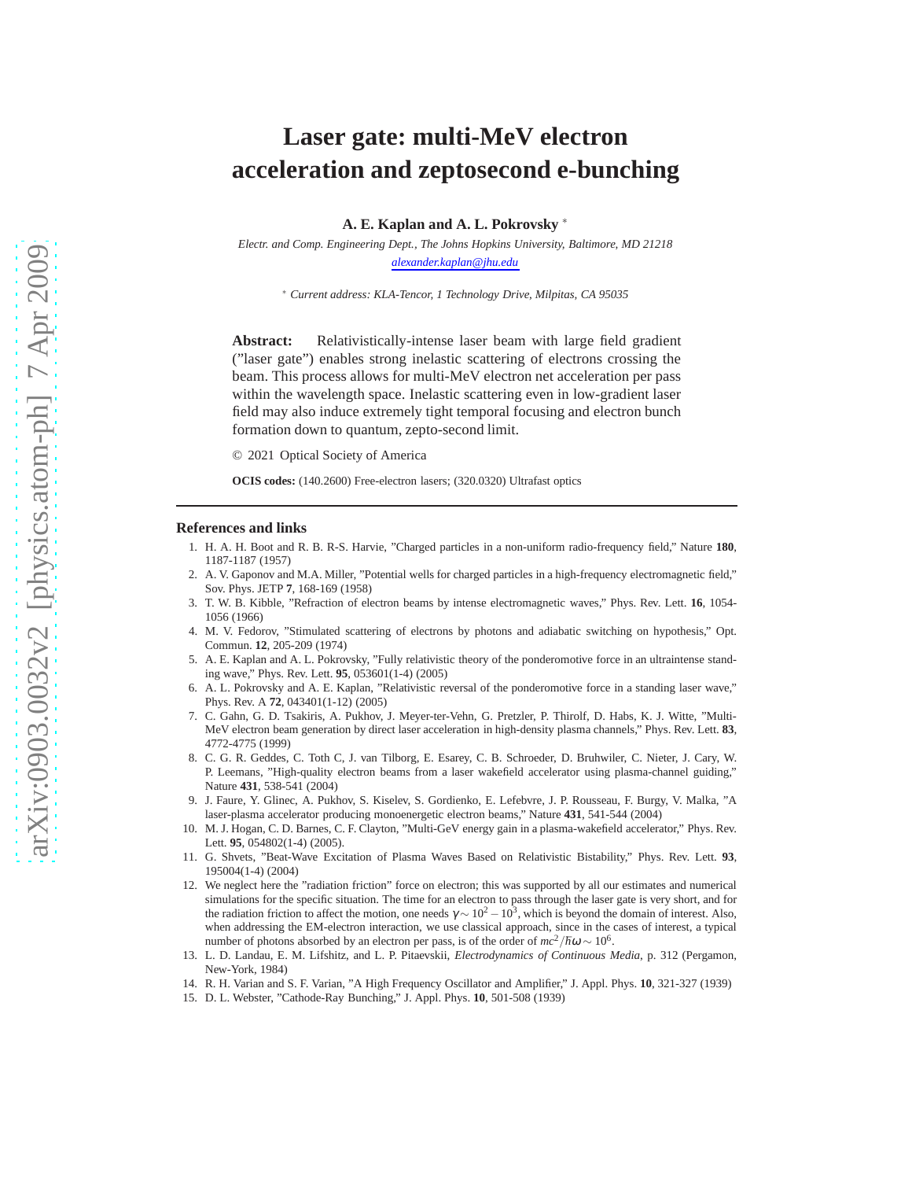# Laser gate: multi-MeV electron acceleration and zeptosecond e-bunching

**A. E. Kaplan and A. L. Pokrovsky** *

*Electr. and Comp. Engineering Dept., The Johns Hopkins University, Baltimore, MD 21218*
*alexander.kaplan@jhu.edu*

\* *Current address: KLA-Tencor, 1 Technology Drive, Milpitas, CA 95035*

**Abstract:** Relativistically-intense laser beam with large field gradient ("laser gate") enables strong inelastic scattering of electrons crossing the beam. This process allows for multi-MeV electron net acceleration per pass within the wavelength space. Inelastic scattering even in low-gradient laser field may also induce extremely tight temporal focusing and electron bunch formation down to quantum, zepto-second limit.

© 2021 Optical Society of America

**OCIS codes:** (140.2600) Free-electron lasers; (320.0320) Ultrafast optics

## References and links

1. H. A. H. Boot and R. B. R-S. Harvie, "Charged particles in a non-uniform radio-frequency field," Nature **180**, 1187-1187 (1957)
2. A. V. Gaponov and M.A. Miller, "Potential wells for charged particles in a high-frequency electromagnetic field," Sov. Phys. JETP **7**, 168-169 (1958)
3. T. W. B. Kibble, "Refraction of electron beams by intense electromagnetic waves," Phys. Rev. Lett. **16**, 1054-1056 (1966)
4. M. V. Fedorov, "Stimulated scattering of electrons by photons and adiabatic switching on hypothesis," Opt. Commun. **12**, 205-209 (1974)
5. A. E. Kaplan and A. L. Pokrovsky, "Fully relativistic theory of the ponderomotive force in an ultraintense standing wave," Phys. Rev. Lett. **95**, 053601(1-4) (2005)
6. A. L. Pokrovsky and A. E. Kaplan, "Relativistic reversal of the ponderomotive force in a standing laser wave," Phys. Rev. A **72**, 043401(1-12) (2005)
7. C. Gahn, G. D. Tsakiris, A. Pukhov, J. Meyer-ter-Vehn, G. Pretzler, P. Thirolf, D. Habs, K. J. Witte, "Multi-MeV electron beam generation by direct laser acceleration in high-density plasma channels," Phys. Rev. Lett. **83**, 4772-4775 (1999)
8. C. G. R. Geddes, C. Toth C, J. van Tilborg, E. Esarey, C. B. Schroeder, D. Bruhwiler, C. Nieter, J. Cary, W. P. Leemans, "High-quality electron beams from a laser wakefield accelerator using plasma-channel guiding," Nature **431**, 538-541 (2004)
9. J. Faure, Y. Glinec, A. Pukhov, S. Kiselev, S. Gordienko, E. Lefebvre, J. P. Rousseau, F. Burgy, V. Malka, "A laser-plasma accelerator producing monoenergetic electron beams," Nature **431**, 541-544 (2004)
10. M. J. Hogan, C. D. Barnes, C. F. Clayton, "Multi-GeV energy gain in a plasma-wakefield accelerator," Phys. Rev. Lett. **95**, 054802(1-4) (2005).
11. G. Shvets, "Beat-Wave Excitation of Plasma Waves Based on Relativistic Bistability," Phys. Rev. Lett. **93**, 195004(1-4) (2004)
12. We neglect here the "radiation friction" force on electron; this was supported by all our estimates and numerical simulations for the specific situation. The time for an electron to pass through the laser gate is very short, and for the radiation friction to affect the motion, one needs $\gamma \sim 10^2 - 10^3$, which is beyond the domain of interest. Also, when addressing the EM-electron interaction, we use classical approach, since in the cases of interest, a typical number of photons absorbed by an electron per pass, is of the order of $mc^2/\hbar\omega \sim 10^6$.
13. L. D. Landau, E. M. Lifshitz, and L. P. Pitaevskii, *Electrodynamics of Continuous Media*, p. 312 (Pergamon, New-York, 1984)
14. R. H. Varian and S. F. Varian, "A High Frequency Oscillator and Amplifier," J. Appl. Phys. **10**, 321-327 (1939)
15. D. L. Webster, "Cathode-Ray Bunching," J. Appl. Phys. **10**, 501-508 (1939)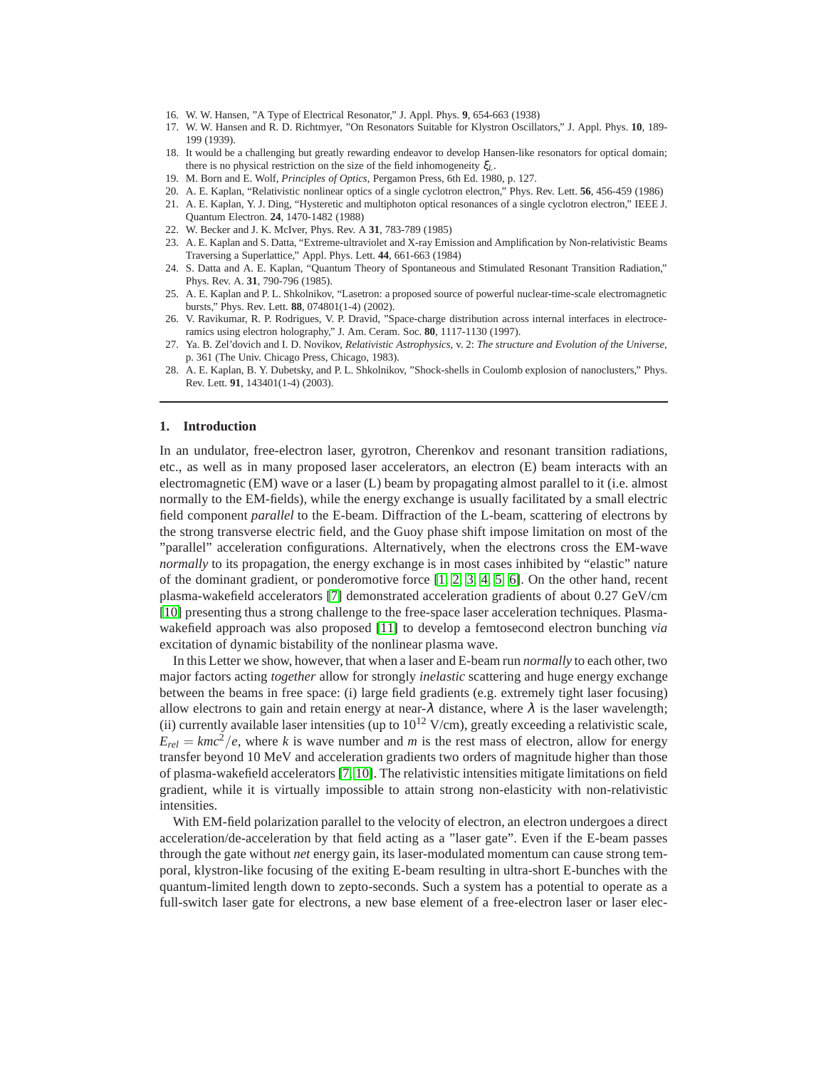16. W. W. Hansen, "A Type of Electrical Resonator," J. Appl. Phys. **9**, 654-663 (1938)
17. W. W. Hansen and R. D. Richtmyer, "On Resonators Suitable for Klystron Oscillators," J. Appl. Phys. **10**, 189-199 (1939).
18. It would be a challenging but greatly rewarding endeavor to develop Hansen-like resonators for optical domain; there is no physical restriction on the size of the field inhomogeneity $\xi_L$.
19. M. Born and E. Wolf, *Principles of Optics*, Pergamon Press, 6th Ed. 1980, p. 127.
20. A. E. Kaplan, "Relativistic nonlinear optics of a single cyclotron electron," Phys. Rev. Lett. **56**, 456-459 (1986)
21. A. E. Kaplan, Y. J. Ding, "Hysteretic and multiphoton optical resonances of a single cyclotron electron," IEEE J. Quantum Electron. **24**, 1470-1482 (1988)
22. W. Becker and J. K. McIver, Phys. Rev. A **31**, 783-789 (1985)
23. A. E. Kaplan and S. Datta, "Extreme-ultraviolet and X-ray Emission and Amplification by Non-relativistic Beams Traversing a Superlattice," Appl. Phys. Lett. **44**, 661-663 (1984)
24. S. Datta and A. E. Kaplan, "Quantum Theory of Spontaneous and Stimulated Resonant Transition Radiation," Phys. Rev. A. **31**, 790-796 (1985).
25. A. E. Kaplan and P. L. Shkolnikov, "Lasetron: a proposed source of powerful nuclear-time-scale electromagnetic bursts," Phys. Rev. Lett. **88**, 074801(1-4) (2002).
26. V. Ravikumar, R. P. Rodrigues, V. P. Dravid, "Space-charge distribution across internal interfaces in electroceramics using electron holography," J. Am. Ceram. Soc. **80**, 1117-1130 (1997).
27. Ya. B. Zel'dovich and I. D. Novikov, *Relativistic Astrophysics*, v. 2: *The structure and Evolution of the Universe*, p. 361 (The Univ. Chicago Press, Chicago, 1983).
28. A. E. Kaplan, B. Y. Dubetsky, and P. L. Shkolnikov, "Shock-shells in Coulomb explosion of nanoclusters," Phys. Rev. Lett. **91**, 143401(1-4) (2003).

---

## 1. Introduction

In an undulator, free-electron laser, gyrotron, Cherenkov and resonant transition radiations, etc., as well as in many proposed laser accelerators, an electron (E) beam interacts with an electromagnetic (EM) wave or a laser (L) beam by propagating almost parallel to it (i.e. almost normally to the EM-fields), while the energy exchange is usually facilitated by a small electric field component *parallel* to the E-beam. Diffraction of the L-beam, scattering of electrons by the strong transverse electric field, and the Guoy phase shift impose limitation on most of the "parallel" acceleration configurations. Alternatively, when the electrons cross the EM-wave *normally* to its propagation, the energy exchange is in most cases inhibited by "elastic" nature of the dominant gradient, or ponderomotive force [1, 2, 3, 4, 5, 6]. On the other hand, recent plasma-wakefield accelerators [7] demonstrated acceleration gradients of about 0.27 GeV/cm [10] presenting thus a strong challenge to the free-space laser acceleration techniques. Plasma-wakefield approach was also proposed [11] to develop a femtosecond electron bunching *via* excitation of dynamic bistability of the nonlinear plasma wave.

In this Letter we show, however, that when a laser and E-beam run *normally* to each other, two major factors acting *together* allow for strongly *inelastic* scattering and huge energy exchange between the beams in free space: (i) large field gradients (e.g. extremely tight laser focusing) allow electrons to gain and retain energy at near-$\lambda$ distance, where $\lambda$ is the laser wavelength; (ii) currently available laser intensities (up to $10^{12}$ V/cm), greatly exceeding a relativistic scale, $E_{rel} = kmc^2/e$, where $k$ is wave number and $m$ is the rest mass of electron, allow for energy transfer beyond 10 MeV and acceleration gradients two orders of magnitude higher than those of plasma-wakefield accelerators [7, 10]. The relativistic intensities mitigate limitations on field gradient, while it is virtually impossible to attain strong non-elasticity with non-relativistic intensities.

With EM-field polarization parallel to the velocity of electron, an electron undergoes a direct acceleration/de-acceleration by that field acting as a "laser gate". Even if the E-beam passes through the gate without *net* energy gain, its laser-modulated momentum can cause strong temporal, klystron-like focusing of the exiting E-beam resulting in ultra-short E-bunches with the quantum-limited length down to zepto-seconds. Such a system has a potential to operate as a full-switch laser gate for electrons, a new base element of a free-electron laser or laser elec-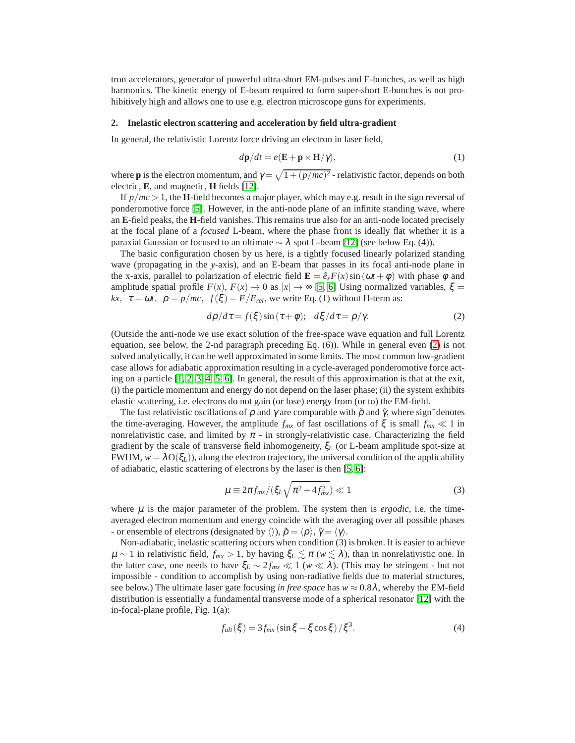tron accelerators, generator of powerful ultra-short EM-pulses and E-bunches, as well as high harmonics. The kinetic energy of E-beam required to form super-short E-bunches is not prohibitively high and allows one to use e.g. electron microscope guns for experiments.

## 2. Inelastic electron scattering and acceleration by field ultra-gradient

In general, the relativistic Lorentz force driving an electron in laser field,

$$d\mathbf{p}/dt = e(\mathbf{E} + \mathbf{p} \times \mathbf{H}/\gamma), \tag{1}$$

where $\mathbf{p}$ is the electron momentum, and $\gamma = \sqrt{1+(p/mc)^2}$ - relativistic factor, depends on both electric, $\mathbf{E}$, and magnetic, $\mathbf{H}$ fields [12].

If $p/mc > 1$, the $\mathbf{H}$-field becomes a major player, which may e.g. result in the sign reversal of ponderomotive force [5]. However, in the anti-node plane of an infinite standing wave, where an $\mathbf{E}$-field peaks, the $\mathbf{H}$-field vanishes. This remains true also for an anti-node located precisely at the focal plane of a *focused* L-beam, where the phase front is ideally flat whether it is a paraxial Gaussian or focused to an ultimate $\sim \lambda$ spot L-beam [12] (see below Eq. (4)).

The basic configuration chosen by us here, is a tightly focused linearly polarized standing wave (propagating in the $y$-axis), and an E-beam that passes in its focal anti-node plane in the x-axis, parallel to polarization of electric field $\mathbf{E} = \hat{e}_x F(x) \sin(\omega t + \varphi)$ with phase $\varphi$ and amplitude spatial profile $F(x)$, $F(x) \to 0$ as $|x| \to \infty$ [5, 6] Using normalized variables, $\xi = kx$, $\tau = \omega t$, $\rho = p/mc$, $f(\xi) = F/E_{rel}$, we write Eq. (1) without H-term as:

$$d\rho/d\tau = f(\xi)\sin(\tau + \varphi); \quad d\xi/d\tau = \rho/\gamma. \tag{2}$$

(Outside the anti-node we use exact solution of the free-space wave equation and full Lorentz equation, see below, the 2-nd paragraph preceding Eq. (6)). While in general even (2) is not solved analytically, it can be well approximated in some limits. The most common low-gradient case allows for adiabatic approximation resulting in a cycle-averaged ponderomotive force acting on a particle [1, 2, 3, 4, 5, 6]. In general, the result of this approximation is that at the exit, (i) the particle momentum and energy do not depend on the laser phase; (ii) the system exhibits elastic scattering, i.e. electrons do not gain (or lose) energy from (or to) the EM-field.

The fast relativistic oscillations of $\rho$ and $\gamma$ are comparable with $\tilde{\rho}$ and $\tilde{\gamma}$, where sign ˜ denotes the time-averaging. However, the amplitude $f_{mx}$ of fast oscillations of $\xi$ is small $f_{mx} \ll 1$ in nonrelativistic case, and limited by $\pi$ - in strongly-relativistic case. Characterizing the field gradient by the scale of transverse field inhomogeneity, $\xi_L$ (or L-beam amplitude spot-size at FWHM, $w = \lambda O(\xi_L)$), along the electron trajectory, the universal condition of the applicability of adiabatic, elastic scattering of electrons by the laser is then [5, 6]:

$$\mu \equiv 2\pi f_{mx}/(\xi_L \sqrt{\pi^2 + 4f_{mx}^2}) \ll 1 \tag{3}$$

where $\mu$ is the major parameter of the problem. The system then is *ergodic*, i.e. the time-averaged electron momentum and energy coincide with the averaging over all possible phases - or ensemble of electrons (designated by $\langle\rangle$), $\tilde{\rho} = \langle\rho\rangle$, $\tilde{\gamma} = \langle\gamma\rangle$.

Non-adiabatic, inelastic scattering occurs when condition (3) is broken. It is easier to achieve $\mu \sim 1$ in relativistic field, $f_{mx} > 1$, by having $\xi_L \lesssim \pi$ ($w \lesssim \lambda$), than in nonrelativistic one. In the latter case, one needs to have $\xi_L \sim 2f_{mx} \ll 1$ ($w \ll \lambda$). (This may be stringent - but not impossible - condition to accomplish by using non-radiative fields due to material structures, see below.) The ultimate laser gate focusing *in free space* has $w \approx 0.8\lambda$, whereby the EM-field distribution is essentially a fundamental transverse mode of a spherical resonator [12] with the in-focal-plane profile, Fig. 1(a):

$$f_{ult}(\xi) = 3f_{mx}(\sin\xi - \xi\cos\xi)/\xi^3. \tag{4}$$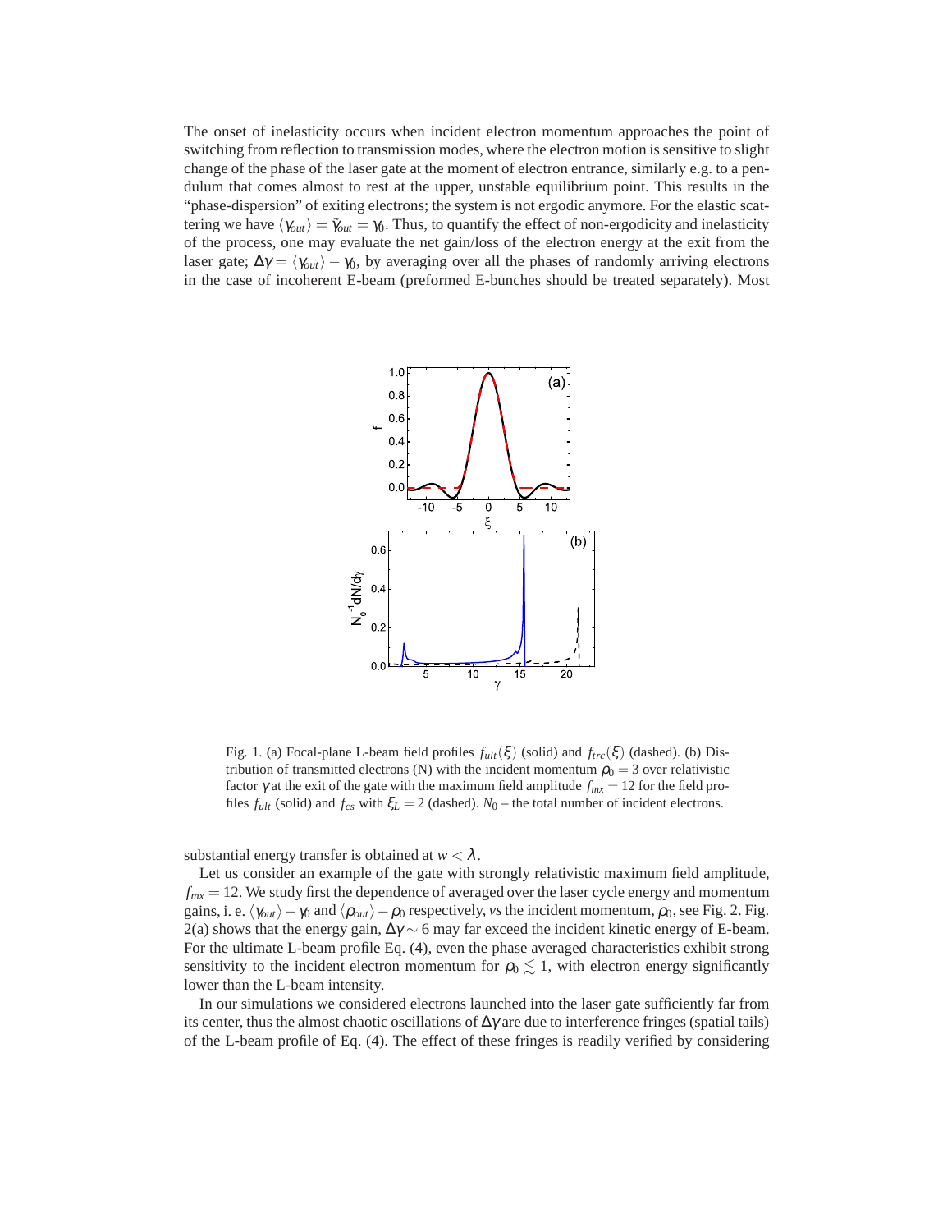The onset of inelasticity occurs when incident electron momentum approaches the point of switching from reflection to transmission modes, where the electron motion is sensitive to slight change of the phase of the laser gate at the moment of electron entrance, similarly e.g. to a pendulum that comes almost to rest at the upper, unstable equilibrium point. This results in the "phase-dispersion" of exiting electrons; the system is not ergodic anymore. For the elastic scattering we have $\langle\gamma_{out}\rangle = \tilde{\gamma}_{out} = \gamma_0$. Thus, to quantify the effect of non-ergodicity and inelasticity of the process, one may evaluate the net gain/loss of the electron energy at the exit from the laser gate; $\Delta\gamma = \langle\gamma_{out}\rangle - \gamma_0$, by averaging over all the phases of randomly arriving electrons in the case of incoherent E-beam (preformed E-bunches should be treated separately). Most substantial energy transfer is obtained at $w < \lambda$.

Fig. 1. (a) Focal-plane L-beam field profiles $f_{ult}(\xi)$ (solid) and $f_{trc}(\xi)$ (dashed). (b) Distribution of transmitted electrons (N) with the incident momentum $\rho_0 = 3$ over relativistic factor $\gamma$ at the exit of the gate with the maximum field amplitude $f_{mx} = 12$ for the field profiles $f_{ult}$ (solid) and $f_{cs}$ with $\xi_L = 2$ (dashed). $N_0$ – the total number of incident electrons.

Let us consider an example of the gate with strongly relativistic maximum field amplitude, $f_{mx} = 12$. We study first the dependence of averaged over the laser cycle energy and momentum gains, i. e. $\langle\gamma_{out}\rangle - \gamma_0$ and $\langle\rho_{out}\rangle - \rho_0$ respectively, *vs* the incident momentum, $\rho_0$, see Fig. 2. Fig. 2(a) shows that the energy gain, $\Delta\gamma \sim 6$ may far exceed the incident kinetic energy of E-beam. For the ultimate L-beam profile Eq. (4), even the phase averaged characteristics exhibit strong sensitivity to the incident electron momentum for $\rho_0 \lesssim 1$, with electron energy significantly lower than the L-beam intensity.

In our simulations we considered electrons launched into the laser gate sufficiently far from its center, thus the almost chaotic oscillations of $\Delta\gamma$ are due to interference fringes (spatial tails) of the L-beam profile of Eq. (4). The effect of these fringes is readily verified by considering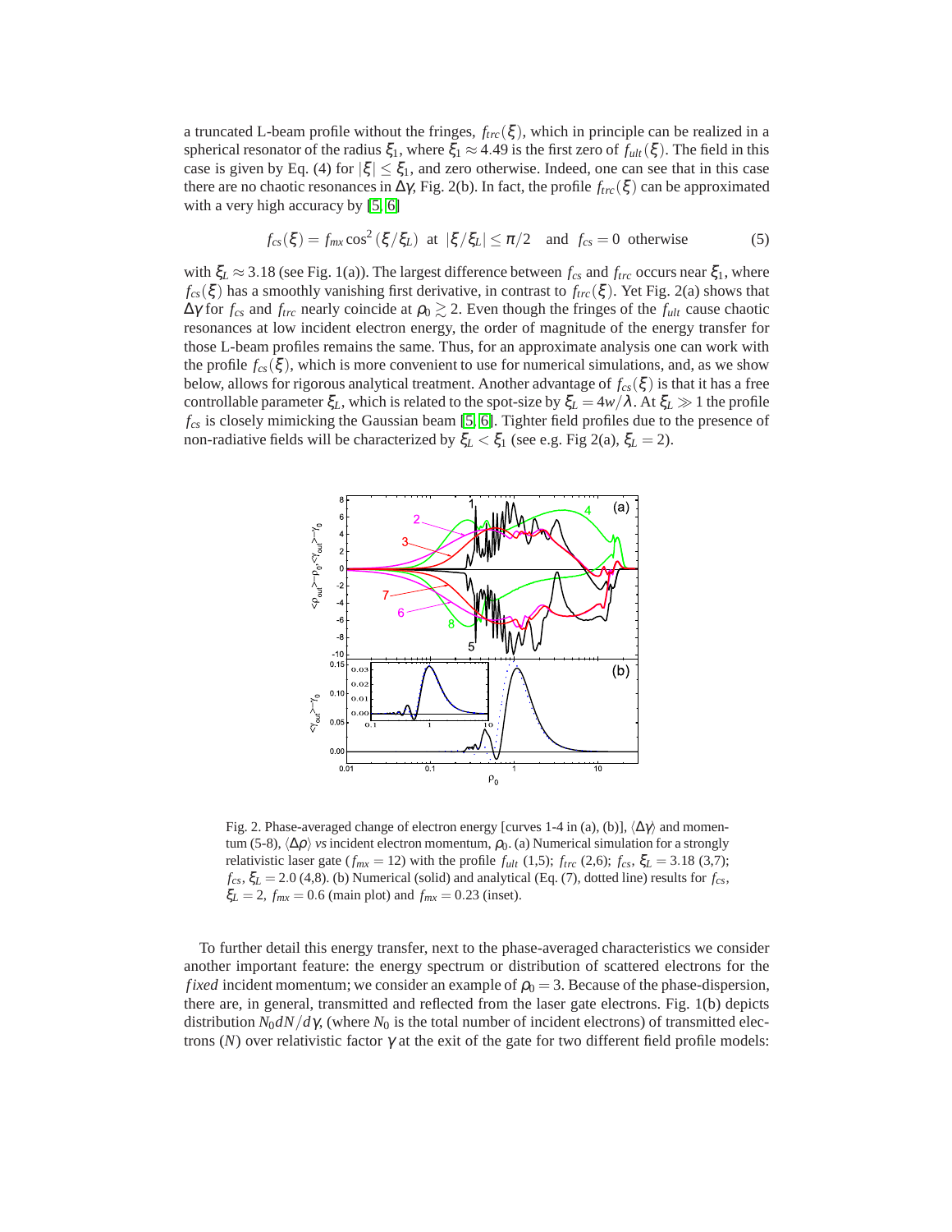a truncated L-beam profile without the fringes, $f_{trc}(\xi)$, which in principle can be realized in a spherical resonator of the radius $\xi_1$, where $\xi_1 \approx 4.49$ is the first zero of $f_{ult}(\xi)$. The field in this case is given by Eq. (4) for $|\xi| \leq \xi_1$, and zero otherwise. Indeed, one can see that in this case there are no chaotic resonances in $\Delta\gamma$, Fig. 2(b). In fact, the profile $f_{trc}(\xi)$ can be approximated with a very high accuracy by [5, 6]

$$f_{cs}(\xi) = f_{mx}\cos^2(\xi/\xi_L) \text{ at } |\xi/\xi_L| \leq \pi/2 \quad \text{and } f_{cs} = 0 \text{ otherwise} \tag{5}$$

with $\xi_L \approx 3.18$ (see Fig. 1(a)). The largest difference between $f_{cs}$ and $f_{trc}$ occurs near $\xi_1$, where $f_{cs}(\xi)$ has a smoothly vanishing first derivative, in contrast to $f_{trc}(\xi)$. Yet Fig. 2(a) shows that $\Delta\gamma$ for $f_{cs}$ and $f_{trc}$ nearly coincide at $\rho_0 \gtrsim 2$. Even though the fringes of the $f_{ult}$ cause chaotic resonances at low incident electron energy, the order of magnitude of the energy transfer for those L-beam profiles remains the same. Thus, for an approximate analysis one can work with the profile $f_{cs}(\xi)$, which is more convenient to use for numerical simulations, and, as we show below, allows for rigorous analytical treatment. Another advantage of $f_{cs}(\xi)$ is that it has a free controllable parameter $\xi_L$, which is related to the spot-size by $\xi_L = 4w/\lambda$. At $\xi_L \gg 1$ the profile $f_{cs}$ is closely mimicking the Gaussian beam [5, 6]. Tighter field profiles due to the presence of non-radiative fields will be characterized by $\xi_L < \xi_1$ (see e.g. Fig 2(a), $\xi_L = 2$).

Fig. 2. Phase-averaged change of electron energy [curves 1-4 in (a), (b)], $\langle\Delta\gamma\rangle$ and momentum (5-8), $\langle\Delta\rho\rangle$ *vs* incident electron momentum, $\rho_0$. (a) Numerical simulation for a strongly relativistic laser gate ($f_{mx} = 12$) with the profile $f_{ult}$ (1,5); $f_{trc}$ (2,6); $f_{cs}$, $\xi_L = 3.18$ (3,7); $f_{cs}$, $\xi_L = 2.0$ (4,8). (b) Numerical (solid) and analytical (Eq. (7), dotted line) results for $f_{cs}$, $\xi_L = 2$, $f_{mx} = 0.6$ (main plot) and $f_{mx} = 0.23$ (inset).

To further detail this energy transfer, next to the phase-averaged characteristics we consider another important feature: the energy spectrum or distribution of scattered electrons for the *fixed* incident momentum; we consider an example of $\rho_0 = 3$. Because of the phase-dispersion, there are, in general, transmitted and reflected from the laser gate electrons. Fig. 1(b) depicts distribution $N_0 dN/d\gamma$, (where $N_0$ is the total number of incident electrons) of transmitted electrons ($N$) over relativistic factor $\gamma$ at the exit of the gate for two different field profile models: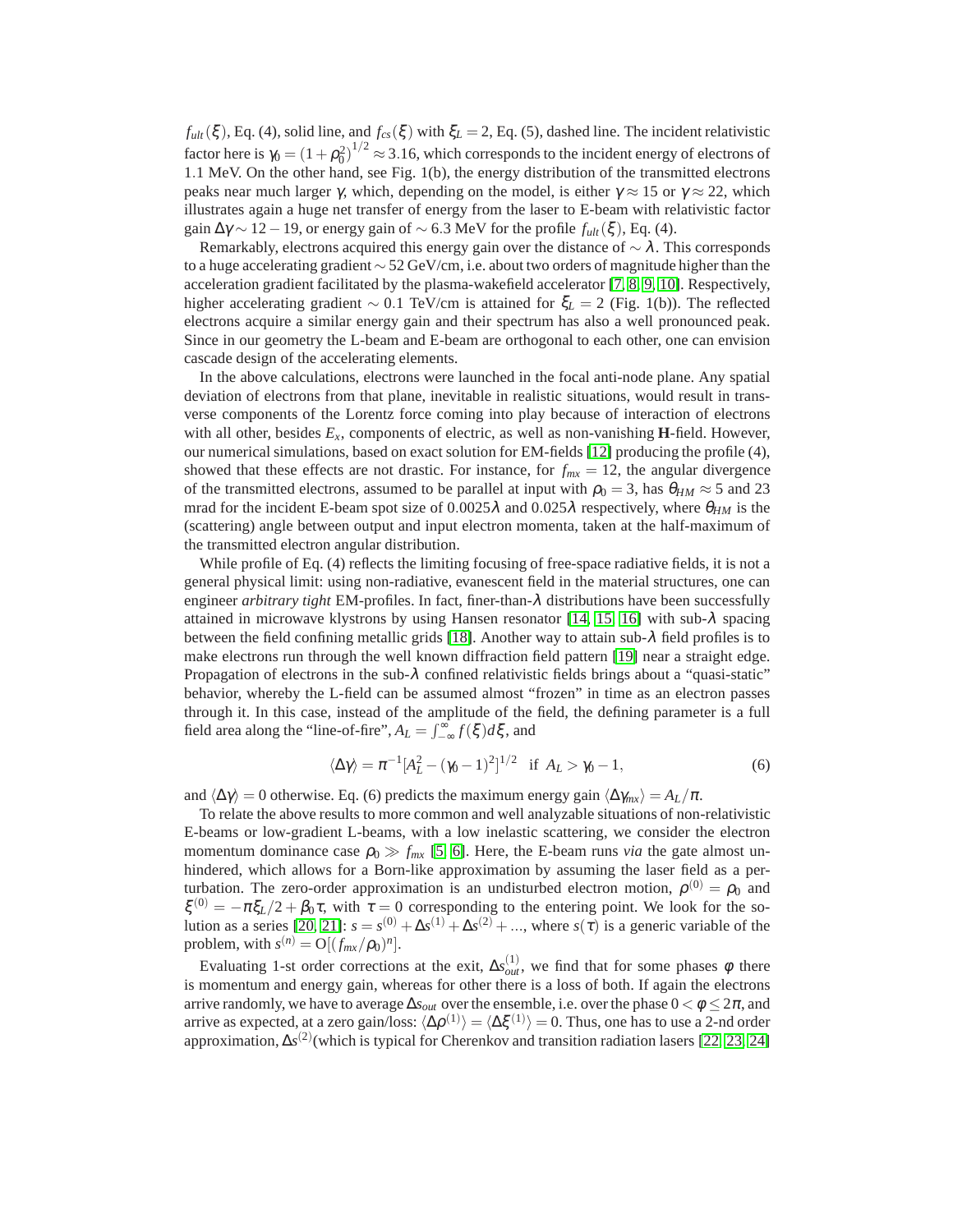$f_{ult}(\xi)$, Eq. (4), solid line, and $f_{cs}(\xi)$ with $\xi_L = 2$, Eq. (5), dashed line. The incident relativistic factor here is $\gamma_0 = (1+\rho_0^2)^{1/2} \approx 3.16$, which corresponds to the incident energy of electrons of 1.1 MeV. On the other hand, see Fig. 1(b), the energy distribution of the transmitted electrons peaks near much larger $\gamma$, which, depending on the model, is either $\gamma \approx 15$ or $\gamma \approx 22$, which illustrates again a huge net transfer of energy from the laser to E-beam with relativistic factor gain $\Delta\gamma \sim 12-19$, or energy gain of $\sim 6.3$ MeV for the profile $f_{ult}(\xi)$, Eq. (4).

Remarkably, electrons acquired this energy gain over the distance of $\sim \lambda$. This corresponds to a huge accelerating gradient $\sim 52$ GeV/cm, i.e. about two orders of magnitude higher than the acceleration gradient facilitated by the plasma-wakefield accelerator [7, 8, 9, 10]. Respectively, higher accelerating gradient $\sim 0.1$ TeV/cm is attained for $\xi_L = 2$ (Fig. 1(b)). The reflected electrons acquire a similar energy gain and their spectrum has also a well pronounced peak. Since in our geometry the L-beam and E-beam are orthogonal to each other, one can envision cascade design of the accelerating elements.

In the above calculations, electrons were launched in the focal anti-node plane. Any spatial deviation of electrons from that plane, inevitable in realistic situations, would result in transverse components of the Lorentz force coming into play because of interaction of electrons with all other, besides $E_x$, components of electric, as well as non-vanishing **H**-field. However, our numerical simulations, based on exact solution for EM-fields [12] producing the profile (4), showed that these effects are not drastic. For instance, for $f_{mx} = 12$, the angular divergence of the transmitted electrons, assumed to be parallel at input with $\rho_0 = 3$, has $\theta_{HM} \approx 5$ and 23 mrad for the incident E-beam spot size of $0.0025\lambda$ and $0.025\lambda$ respectively, where $\theta_{HM}$ is the (scattering) angle between output and input electron momenta, taken at the half-maximum of the transmitted electron angular distribution.

While profile of Eq. (4) reflects the limiting focusing of free-space radiative fields, it is not a general physical limit: using non-radiative, evanescent field in the material structures, one can engineer *arbitrary tight* EM-profiles. In fact, finer-than-$\lambda$ distributions have been successfully attained in microwave klystrons by using Hansen resonator [14, 15, 16] with sub-$\lambda$ spacing between the field confining metallic grids [18]. Another way to attain sub-$\lambda$ field profiles is to make electrons run through the well known diffraction field pattern [19] near a straight edge. Propagation of electrons in the sub-$\lambda$ confined relativistic fields brings about a "quasi-static" behavior, whereby the L-field can be assumed almost "frozen" in time as an electron passes through it. In this case, instead of the amplitude of the field, the defining parameter is a full field area along the "line-of-fire", $A_L = \int_{-\infty}^{\infty} f(\xi)d\xi$, and

$$\langle\Delta\gamma\rangle = \pi^{-1}[A_L^2 - (\gamma_0 - 1)^2]^{1/2} \quad \text{if } A_L > \gamma_0 - 1, \tag{6}$$

and $\langle\Delta\gamma\rangle = 0$ otherwise. Eq. (6) predicts the maximum energy gain $\langle\Delta\gamma_{mx}\rangle = A_L/\pi$.

To relate the above results to more common and well analyzable situations of non-relativistic E-beams or low-gradient L-beams, with a low inelastic scattering, we consider the electron momentum dominance case $\rho_0 \gg f_{mx}$ [5, 6]. Here, the E-beam runs *via* the gate almost unhindered, which allows for a Born-like approximation by assuming the laser field as a perturbation. The zero-order approximation is an undisturbed electron motion, $\rho^{(0)} = \rho_0$ and $\xi^{(0)} = -\pi\xi_L/2 + \beta_0\tau$, with $\tau = 0$ corresponding to the entering point. We look for the solution as a series [20, 21]: $s = s^{(0)} + \Delta s^{(1)} + \Delta s^{(2)} + ...$, where $s(\tau)$ is a generic variable of the problem, with $s^{(n)} = \mathrm{O}[(f_{mx}/\rho_0)^n]$.

Evaluating 1-st order corrections at the exit, $\Delta s^{(1)}_{out}$, we find that for some phases $\phi$ there is momentum and energy gain, whereas for other there is a loss of both. If again the electrons arrive randomly, we have to average $\Delta s_{out}$ over the ensemble, i.e. over the phase $0 < \phi \leq 2\pi$, and arrive as expected, at a zero gain/loss: $\langle\Delta\rho^{(1)}\rangle = \langle\Delta\xi^{(1)}\rangle = 0$. Thus, one has to use a 2-nd order approximation, $\Delta s^{(2)}$(which is typical for Cherenkov and transition radiation lasers [22, 23, 24]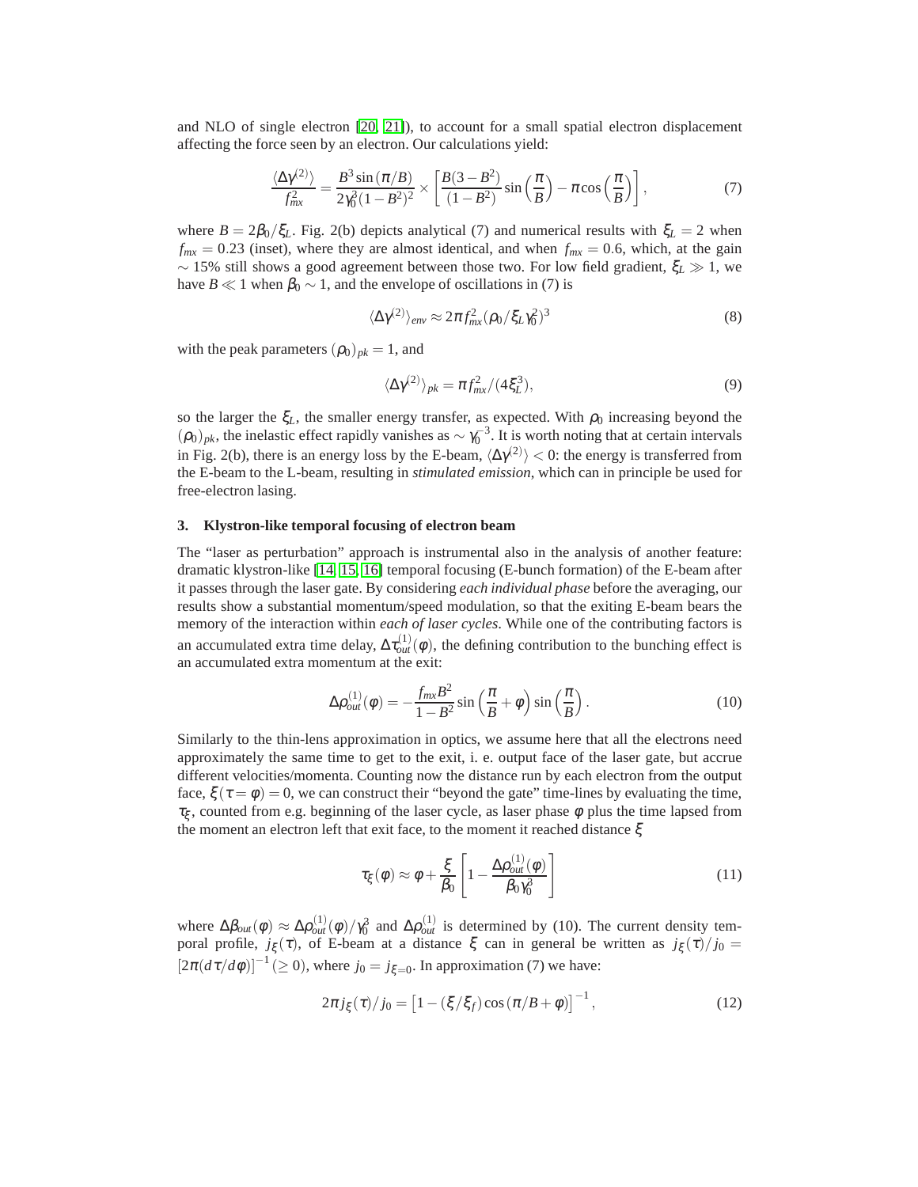and NLO of single electron [20, 21]), to account for a small spatial electron displacement affecting the force seen by an electron. Our calculations yield:

$$\frac{\langle \Delta\gamma^{(2)}\rangle}{f_{mx}^2} = \frac{B^3 \sin(\pi/B)}{2\gamma_0^3(1-B^2)^2} \times \left[\frac{B(3-B^2)}{(1-B^2)} \sin\left(\frac{\pi}{B}\right) - \pi \cos\left(\frac{\pi}{B}\right)\right], \tag{7}$$

where $B = 2\beta_0/\xi_L$. Fig. 2(b) depicts analytical (7) and numerical results with $\xi_L = 2$ when $f_{mx} = 0.23$ (inset), where they are almost identical, and when $f_{mx} = 0.6$, which, at the gain $\sim 15\%$ still shows a good agreement between those two. For low field gradient, $\xi_L \gg 1$, we have $B \ll 1$ when $\beta_0 \sim 1$, and the envelope of oscillations in (7) is

$$\langle \Delta\gamma^{(2)}\rangle_{env} \approx 2\pi f_{mx}^2 (\rho_0/\xi_L \gamma_0^2)^3 \tag{8}$$

with the peak parameters $(\rho_0)_{pk} = 1$, and

$$\langle \Delta\gamma^{(2)}\rangle_{pk} = \pi f_{mx}^2/(4\xi_L^3), \tag{9}$$

so the larger the $\xi_L$, the smaller energy transfer, as expected. With $\rho_0$ increasing beyond the $(\rho_0)_{pk}$, the inelastic effect rapidly vanishes as $\sim \gamma_0^{-3}$. It is worth noting that at certain intervals in Fig. 2(b), there is an energy loss by the E-beam, $\langle \Delta\gamma^{(2)}\rangle < 0$: the energy is transferred from the E-beam to the L-beam, resulting in *stimulated emission*, which can in principle be used for free-electron lasing.

### 3. Klystron-like temporal focusing of electron beam

The "laser as perturbation" approach is instrumental also in the analysis of another feature: dramatic klystron-like [14, 15, 16] temporal focusing (E-bunch formation) of the E-beam after it passes through the laser gate. By considering *each individual phase* before the averaging, our results show a substantial momentum/speed modulation, so that the exiting E-beam bears the memory of the interaction within *each of laser cycles*. While one of the contributing factors is an accumulated extra time delay, $\Delta\tau_{out}^{(1)}(\varphi)$, the defining contribution to the bunching effect is an accumulated extra momentum at the exit:

$$\Delta\rho_{out}^{(1)}(\varphi) = -\frac{f_{mx}B^2}{1-B^2} \sin\left(\frac{\pi}{B} + \varphi\right) \sin\left(\frac{\pi}{B}\right). \tag{10}$$

Similarly to the thin-lens approximation in optics, we assume here that all the electrons need approximately the same time to get to the exit, i. e. output face of the laser gate, but accrue different velocities/momenta. Counting now the distance run by each electron from the output face, $\xi(\tau = \varphi) = 0$, we can construct their "beyond the gate" time-lines by evaluating the time, $\tau_\xi$, counted from e.g. beginning of the laser cycle, as laser phase $\varphi$ plus the time lapsed from the moment an electron left that exit face, to the moment it reached distance $\xi$

$$\tau_\xi(\varphi) \approx \varphi + \frac{\xi}{\beta_0}\left[1 - \frac{\Delta\rho_{out}^{(1)}(\varphi)}{\beta_0 \gamma_0^3}\right] \tag{11}$$

where $\Delta\beta_{out}(\varphi) \approx \Delta\rho_{out}^{(1)}(\varphi)/\gamma_0^3$ and $\Delta\rho_{out}^{(1)}$ is determined by (10). The current density temporal profile, $j_\xi(\tau)$, of E-beam at a distance $\xi$ can in general be written as $j_\xi(\tau)/j_0 = [2\pi(d\tau/d\varphi)]^{-1} (\geq 0)$, where $j_0 = j_{\xi=0}$. In approximation (7) we have:

$$2\pi j_\xi(\tau)/j_0 = \left[1 - (\xi/\xi_f)\cos(\pi/B + \varphi)\right]^{-1}, \tag{12}$$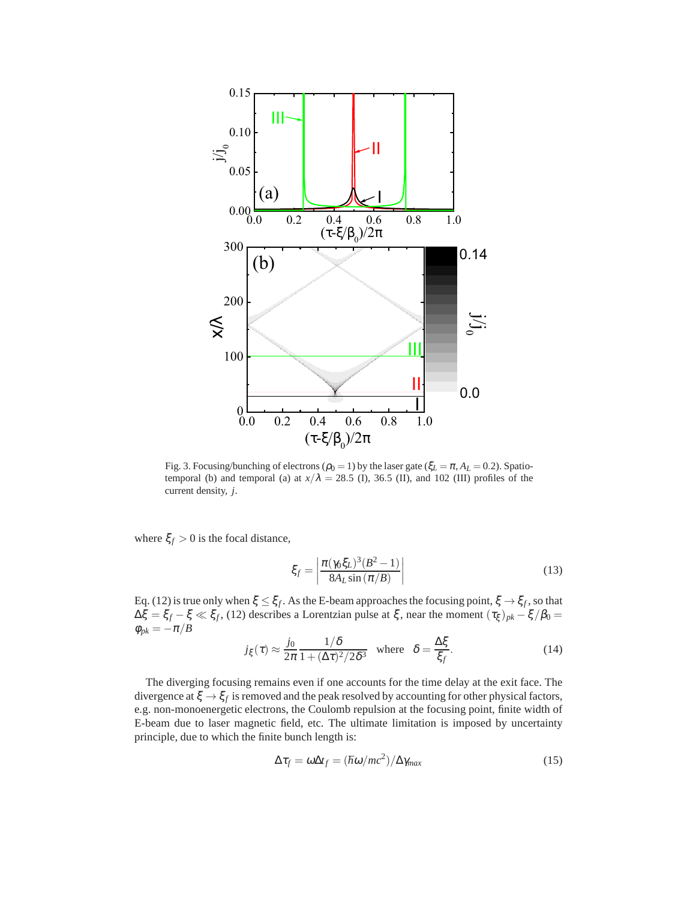Fig. 3. Focusing/bunching of electrons ($\rho_0 = 1$) by the laser gate ($\xi_L = \pi, A_L = 0.2$). Spatio-temporal (b) and temporal (a) at $x/\lambda = 28.5$ (I), 36.5 (II), and 102 (III) profiles of the current density, $j$.

where $\xi_f > 0$ is the focal distance,

$$\xi_f = \left| \frac{\pi(\gamma_0 \xi_L)^3 (B^2 - 1)}{8 A_L \sin(\pi/B)} \right| \tag{13}$$

Eq. (12) is true only when $\xi \le \xi_f$. As the E-beam approaches the focusing point, $\xi \to \xi_f$, so that $\Delta\xi = \xi_f - \xi \ll \xi_f$, (12) describes a Lorentzian pulse at $\xi$, near the moment $(\tau_\xi)_{pk} - \xi/\beta_0 = \varphi_{pk} = -\pi/B$

$$j_\xi(\tau) \approx \frac{j_0}{2\pi} \frac{1/\delta}{1 + (\Delta\tau)^2/2\delta^3} \quad \text{where} \quad \delta = \frac{\Delta\xi}{\xi_f}. \tag{14}$$

The diverging focusing remains even if one accounts for the time delay at the exit face. The divergence at $\xi \to \xi_f$ is removed and the peak resolved by accounting for other physical factors, e.g. non-monoenergetic electrons, the Coulomb repulsion at the focusing point, finite width of E-beam due to laser magnetic field, etc. The ultimate limitation is imposed by uncertainty principle, due to which the finite bunch length is:

$$\Delta\tau_f = \omega \Delta t_f = (\hbar\omega/mc^2)/\Delta\gamma_{max} \tag{15}$$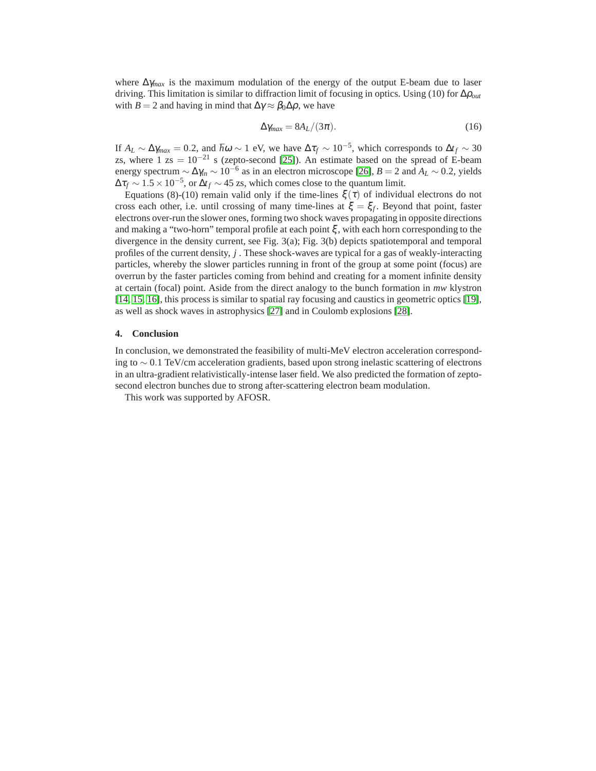where $\Delta\gamma_{max}$ is the maximum modulation of the energy of the output E-beam due to laser driving. This limitation is similar to diffraction limit of focusing in optics. Using (10) for $\Delta\rho_{out}$ with $B = 2$ and having in mind that $\Delta\gamma \approx \beta_0 \Delta\rho$, we have

$$\Delta\gamma_{max} = 8A_L/(3\pi). \tag{16}$$

If $A_L \sim \Delta\gamma_{max} = 0.2$, and $\hbar\omega \sim 1$ eV, we have $\Delta\tau_f \sim 10^{-5}$, which corresponds to $\Delta t_f \sim 30$ zs, where 1 zs $= 10^{-21}$ s (zepto-second [25]). An estimate based on the spread of E-beam energy spectrum $\sim \Delta\gamma_{in} \sim 10^{-6}$ as in an electron microscope [26], $B = 2$ and $A_L \sim 0.2$, yields $\Delta\tau_f \sim 1.5 \times 10^{-5}$, or $\Delta t_f \sim 45$ zs, which comes close to the quantum limit.

Equations (8)-(10) remain valid only if the time-lines $\xi(\tau)$ of individual electrons do not cross each other, i.e. until crossing of many time-lines at $\xi = \xi_f$. Beyond that point, faster electrons over-run the slower ones, forming two shock waves propagating in opposite directions and making a "two-horn" temporal profile at each point $\xi$, with each horn corresponding to the divergence in the density current, see Fig. 3(a); Fig. 3(b) depicts spatiotemporal and temporal profiles of the current density, $j$ . These shock-waves are typical for a gas of weakly-interacting particles, whereby the slower particles running in front of the group at some point (focus) are overrun by the faster particles coming from behind and creating for a moment infinite density at certain (focal) point. Aside from the direct analogy to the bunch formation in *mw* klystron [14, 15, 16], this process is similar to spatial ray focusing and caustics in geometric optics [19], as well as shock waves in astrophysics [27] and in Coulomb explosions [28].

## 4. Conclusion

In conclusion, we demonstrated the feasibility of multi-MeV electron acceleration corresponding to $\sim 0.1$ TeV/cm acceleration gradients, based upon strong inelastic scattering of electrons in an ultra-gradient relativistically-intense laser field. We also predicted the formation of zepto-second electron bunches due to strong after-scattering electron beam modulation.

This work was supported by AFOSR.